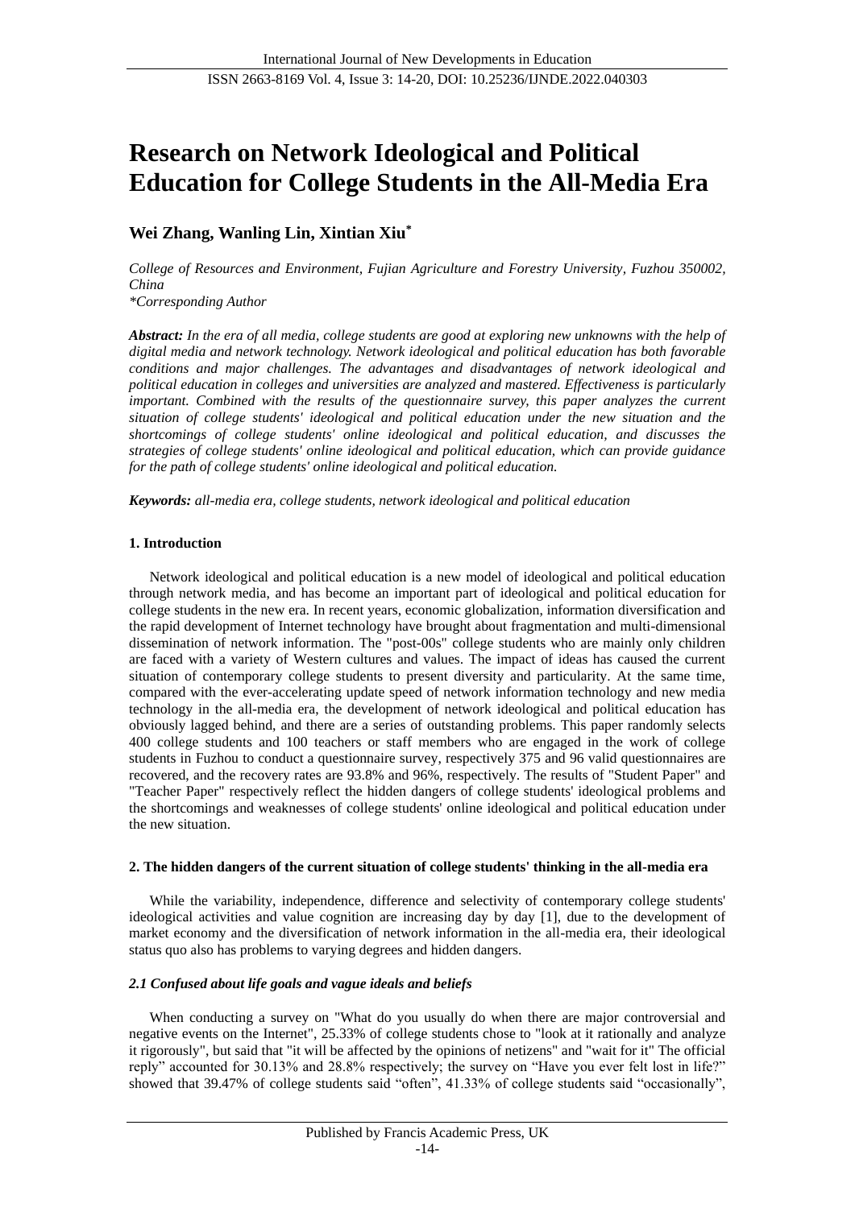# Research on Network Ideological and Political Education for College Students in the All-Media Era

**Wei Zhang, Wanling Lin, Xintian Xiu***

*College of Resources and Environment, Fujian Agriculture and Forestry University, Fuzhou 350002, China*
*\*Corresponding Author*

***Abstract:*** *In the era of all media, college students are good at exploring new unknowns with the help of digital media and network technology. Network ideological and political education has both favorable conditions and major challenges. The advantages and disadvantages of network ideological and political education in colleges and universities are analyzed and mastered. Effectiveness is particularly important. Combined with the results of the questionnaire survey, this paper analyzes the current situation of college students' ideological and political education under the new situation and the shortcomings of college students' online ideological and political education, and discusses the strategies of college students' online ideological and political education, which can provide guidance for the path of college students' online ideological and political education.*

***Keywords:*** *all-media era, college students, network ideological and political education*

## 1. Introduction

Network ideological and political education is a new model of ideological and political education through network media, and has become an important part of ideological and political education for college students in the new era. In recent years, economic globalization, information diversification and the rapid development of Internet technology have brought about fragmentation and multi-dimensional dissemination of network information. The "post-00s" college students who are mainly only children are faced with a variety of Western cultures and values. The impact of ideas has caused the current situation of contemporary college students to present diversity and particularity. At the same time, compared with the ever-accelerating update speed of network information technology and new media technology in the all-media era, the development of network ideological and political education has obviously lagged behind, and there are a series of outstanding problems. This paper randomly selects 400 college students and 100 teachers or staff members who are engaged in the work of college students in Fuzhou to conduct a questionnaire survey, respectively 375 and 96 valid questionnaires are recovered, and the recovery rates are 93.8% and 96%, respectively. The results of "Student Paper" and "Teacher Paper" respectively reflect the hidden dangers of college students' ideological problems and the shortcomings and weaknesses of college students' online ideological and political education under the new situation.

## 2. The hidden dangers of the current situation of college students' thinking in the all-media era

While the variability, independence, difference and selectivity of contemporary college students' ideological activities and value cognition are increasing day by day [1], due to the development of market economy and the diversification of network information in the all-media era, their ideological status quo also has problems to varying degrees and hidden dangers.

### *2.1 Confused about life goals and vague ideals and beliefs*

When conducting a survey on "What do you usually do when there are major controversial and negative events on the Internet", 25.33% of college students chose to "look at it rationally and analyze it rigorously", but said that "it will be affected by the opinions of netizens" and "wait for it" The official reply" accounted for 30.13% and 28.8% respectively; the survey on "Have you ever felt lost in life?" showed that 39.47% of college students said "often", 41.33% of college students said "occasionally",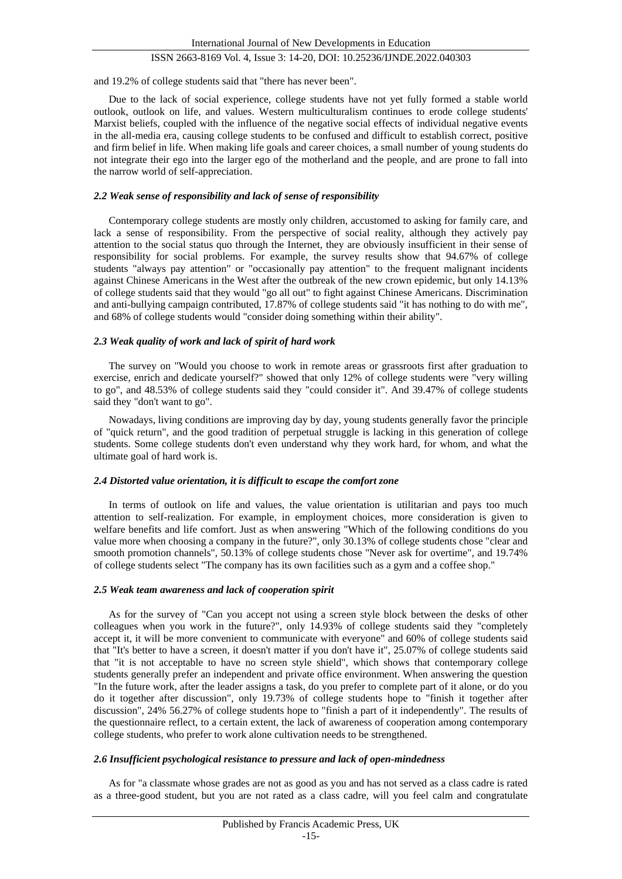and 19.2% of college students said that "there has never been".

Due to the lack of social experience, college students have not yet fully formed a stable world outlook, outlook on life, and values. Western multiculturalism continues to erode college students' Marxist beliefs, coupled with the influence of the negative social effects of individual negative events in the all-media era, causing college students to be confused and difficult to establish correct, positive and firm belief in life. When making life goals and career choices, a small number of young students do not integrate their ego into the larger ego of the motherland and the people, and are prone to fall into the narrow world of self-appreciation.

### *2.2 Weak sense of responsibility and lack of sense of responsibility*

Contemporary college students are mostly only children, accustomed to asking for family care, and lack a sense of responsibility. From the perspective of social reality, although they actively pay attention to the social status quo through the Internet, they are obviously insufficient in their sense of responsibility for social problems. For example, the survey results show that 94.67% of college students "always pay attention" or "occasionally pay attention" to the frequent malignant incidents against Chinese Americans in the West after the outbreak of the new crown epidemic, but only 14.13% of college students said that they would "go all out" to fight against Chinese Americans. Discrimination and anti-bullying campaign contributed, 17.87% of college students said "it has nothing to do with me", and 68% of college students would "consider doing something within their ability".

### *2.3 Weak quality of work and lack of spirit of hard work*

The survey on "Would you choose to work in remote areas or grassroots first after graduation to exercise, enrich and dedicate yourself?" showed that only 12% of college students were "very willing to go", and 48.53% of college students said they "could consider it". And 39.47% of college students said they "don't want to go".

Nowadays, living conditions are improving day by day, young students generally favor the principle of "quick return", and the good tradition of perpetual struggle is lacking in this generation of college students. Some college students don't even understand why they work hard, for whom, and what the ultimate goal of hard work is.

### *2.4 Distorted value orientation, it is difficult to escape the comfort zone*

In terms of outlook on life and values, the value orientation is utilitarian and pays too much attention to self-realization. For example, in employment choices, more consideration is given to welfare benefits and life comfort. Just as when answering "Which of the following conditions do you value more when choosing a company in the future?", only 30.13% of college students chose "clear and smooth promotion channels", 50.13% of college students chose "Never ask for overtime", and 19.74% of college students select "The company has its own facilities such as a gym and a coffee shop."

### *2.5 Weak team awareness and lack of cooperation spirit*

As for the survey of "Can you accept not using a screen style block between the desks of other colleagues when you work in the future?", only 14.93% of college students said they "completely accept it, it will be more convenient to communicate with everyone" and 60% of college students said that "It's better to have a screen, it doesn't matter if you don't have it", 25.07% of college students said that "it is not acceptable to have no screen style shield", which shows that contemporary college students generally prefer an independent and private office environment. When answering the question "In the future work, after the leader assigns a task, do you prefer to complete part of it alone, or do you do it together after discussion", only 19.73% of college students hope to "finish it together after discussion", 24% 56.27% of college students hope to "finish a part of it independently". The results of the questionnaire reflect, to a certain extent, the lack of awareness of cooperation among contemporary college students, who prefer to work alone cultivation needs to be strengthened.

### *2.6 Insufficient psychological resistance to pressure and lack of open-mindedness*

As for "a classmate whose grades are not as good as you and has not served as a class cadre is rated as a three-good student, but you are not rated as a class cadre, will you feel calm and congratulate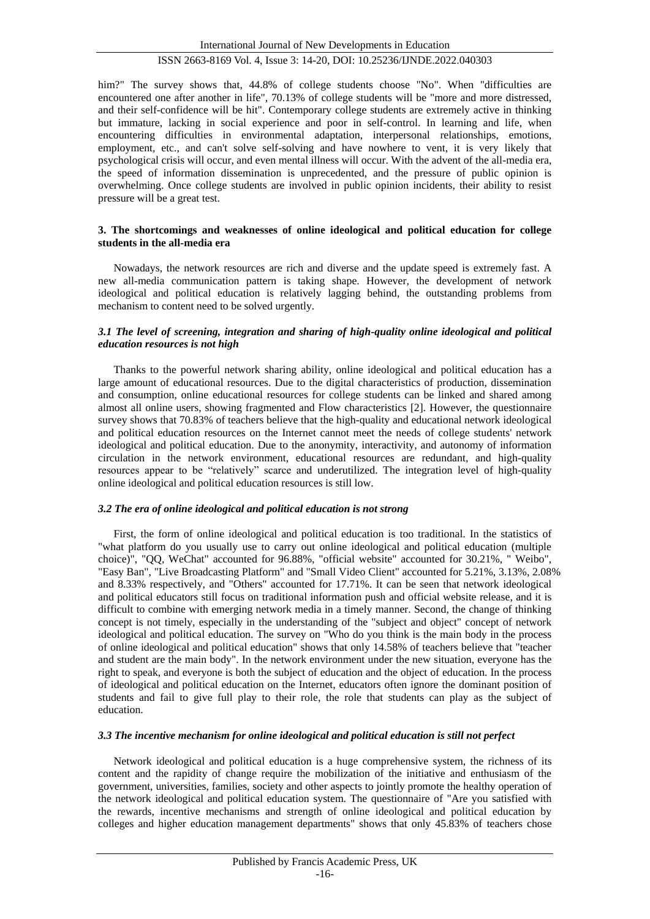him?" The survey shows that, 44.8% of college students choose "No". When "difficulties are encountered one after another in life", 70.13% of college students will be "more and more distressed, and their self-confidence will be hit". Contemporary college students are extremely active in thinking but immature, lacking in social experience and poor in self-control. In learning and life, when encountering difficulties in environmental adaptation, interpersonal relationships, emotions, employment, etc., and can't solve self-solving and have nowhere to vent, it is very likely that psychological crisis will occur, and even mental illness will occur. With the advent of the all-media era, the speed of information dissemination is unprecedented, and the pressure of public opinion is overwhelming. Once college students are involved in public opinion incidents, their ability to resist pressure will be a great test.

## 3. The shortcomings and weaknesses of online ideological and political education for college students in the all-media era

Nowadays, the network resources are rich and diverse and the update speed is extremely fast. A new all-media communication pattern is taking shape. However, the development of network ideological and political education is relatively lagging behind, the outstanding problems from mechanism to content need to be solved urgently.

### *3.1 The level of screening, integration and sharing of high-quality online ideological and political education resources is not high*

Thanks to the powerful network sharing ability, online ideological and political education has a large amount of educational resources. Due to the digital characteristics of production, dissemination and consumption, online educational resources for college students can be linked and shared among almost all online users, showing fragmented and Flow characteristics [2]. However, the questionnaire survey shows that 70.83% of teachers believe that the high-quality and educational network ideological and political education resources on the Internet cannot meet the needs of college students' network ideological and political education. Due to the anonymity, interactivity, and autonomy of information circulation in the network environment, educational resources are redundant, and high-quality resources appear to be "relatively" scarce and underutilized. The integration level of high-quality online ideological and political education resources is still low.

### *3.2 The era of online ideological and political education is not strong*

First, the form of online ideological and political education is too traditional. In the statistics of "what platform do you usually use to carry out online ideological and political education (multiple choice)", "QQ, WeChat" accounted for 96.88%, "official website" accounted for 30.21%, " Weibo", "Easy Ban", "Live Broadcasting Platform" and "Small Video Client" accounted for 5.21%, 3.13%, 2.08% and 8.33% respectively, and "Others" accounted for 17.71%. It can be seen that network ideological and political educators still focus on traditional information push and official website release, and it is difficult to combine with emerging network media in a timely manner. Second, the change of thinking concept is not timely, especially in the understanding of the "subject and object" concept of network ideological and political education. The survey on "Who do you think is the main body in the process of online ideological and political education" shows that only 14.58% of teachers believe that "teacher and student are the main body". In the network environment under the new situation, everyone has the right to speak, and everyone is both the subject of education and the object of education. In the process of ideological and political education on the Internet, educators often ignore the dominant position of students and fail to give full play to their role, the role that students can play as the subject of education.

### *3.3 The incentive mechanism for online ideological and political education is still not perfect*

Network ideological and political education is a huge comprehensive system, the richness of its content and the rapidity of change require the mobilization of the initiative and enthusiasm of the government, universities, families, society and other aspects to jointly promote the healthy operation of the network ideological and political education system. The questionnaire of "Are you satisfied with the rewards, incentive mechanisms and strength of online ideological and political education by colleges and higher education management departments" shows that only 45.83% of teachers chose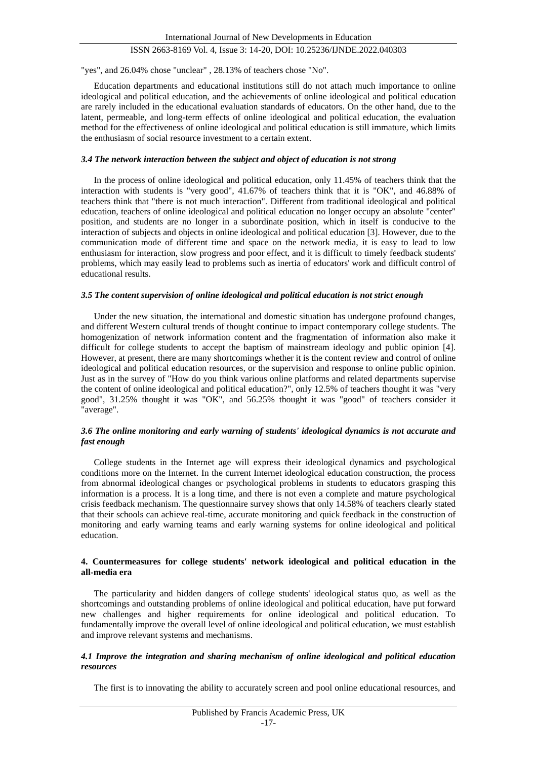"yes", and 26.04% chose "unclear" , 28.13% of teachers chose "No".

Education departments and educational institutions still do not attach much importance to online ideological and political education, and the achievements of online ideological and political education are rarely included in the educational evaluation standards of educators. On the other hand, due to the latent, permeable, and long-term effects of online ideological and political education, the evaluation method for the effectiveness of online ideological and political education is still immature, which limits the enthusiasm of social resource investment to a certain extent.

### *3.4 The network interaction between the subject and object of education is not strong*

In the process of online ideological and political education, only 11.45% of teachers think that the interaction with students is "very good", 41.67% of teachers think that it is "OK", and 46.88% of teachers think that "there is not much interaction". Different from traditional ideological and political education, teachers of online ideological and political education no longer occupy an absolute "center" position, and students are no longer in a subordinate position, which in itself is conducive to the interaction of subjects and objects in online ideological and political education [3]. However, due to the communication mode of different time and space on the network media, it is easy to lead to low enthusiasm for interaction, slow progress and poor effect, and it is difficult to timely feedback students' problems, which may easily lead to problems such as inertia of educators' work and difficult control of educational results.

### *3.5 The content supervision of online ideological and political education is not strict enough*

Under the new situation, the international and domestic situation has undergone profound changes, and different Western cultural trends of thought continue to impact contemporary college students. The homogenization of network information content and the fragmentation of information also make it difficult for college students to accept the baptism of mainstream ideology and public opinion [4]. However, at present, there are many shortcomings whether it is the content review and control of online ideological and political education resources, or the supervision and response to online public opinion. Just as in the survey of "How do you think various online platforms and related departments supervise the content of online ideological and political education?", only 12.5% of teachers thought it was "very good", 31.25% thought it was "OK", and 56.25% thought it was "good" of teachers consider it "average".

### *3.6 The online monitoring and early warning of students' ideological dynamics is not accurate and fast enough*

College students in the Internet age will express their ideological dynamics and psychological conditions more on the Internet. In the current Internet ideological education construction, the process from abnormal ideological changes or psychological problems in students to educators grasping this information is a process. It is a long time, and there is not even a complete and mature psychological crisis feedback mechanism. The questionnaire survey shows that only 14.58% of teachers clearly stated that their schools can achieve real-time, accurate monitoring and quick feedback in the construction of monitoring and early warning teams and early warning systems for online ideological and political education.

## **4. Countermeasures for college students' network ideological and political education in the all-media era**

The particularity and hidden dangers of college students' ideological status quo, as well as the shortcomings and outstanding problems of online ideological and political education, have put forward new challenges and higher requirements for online ideological and political education. To fundamentally improve the overall level of online ideological and political education, we must establish and improve relevant systems and mechanisms.

### *4.1 Improve the integration and sharing mechanism of online ideological and political education resources*

The first is to innovating the ability to accurately screen and pool online educational resources, and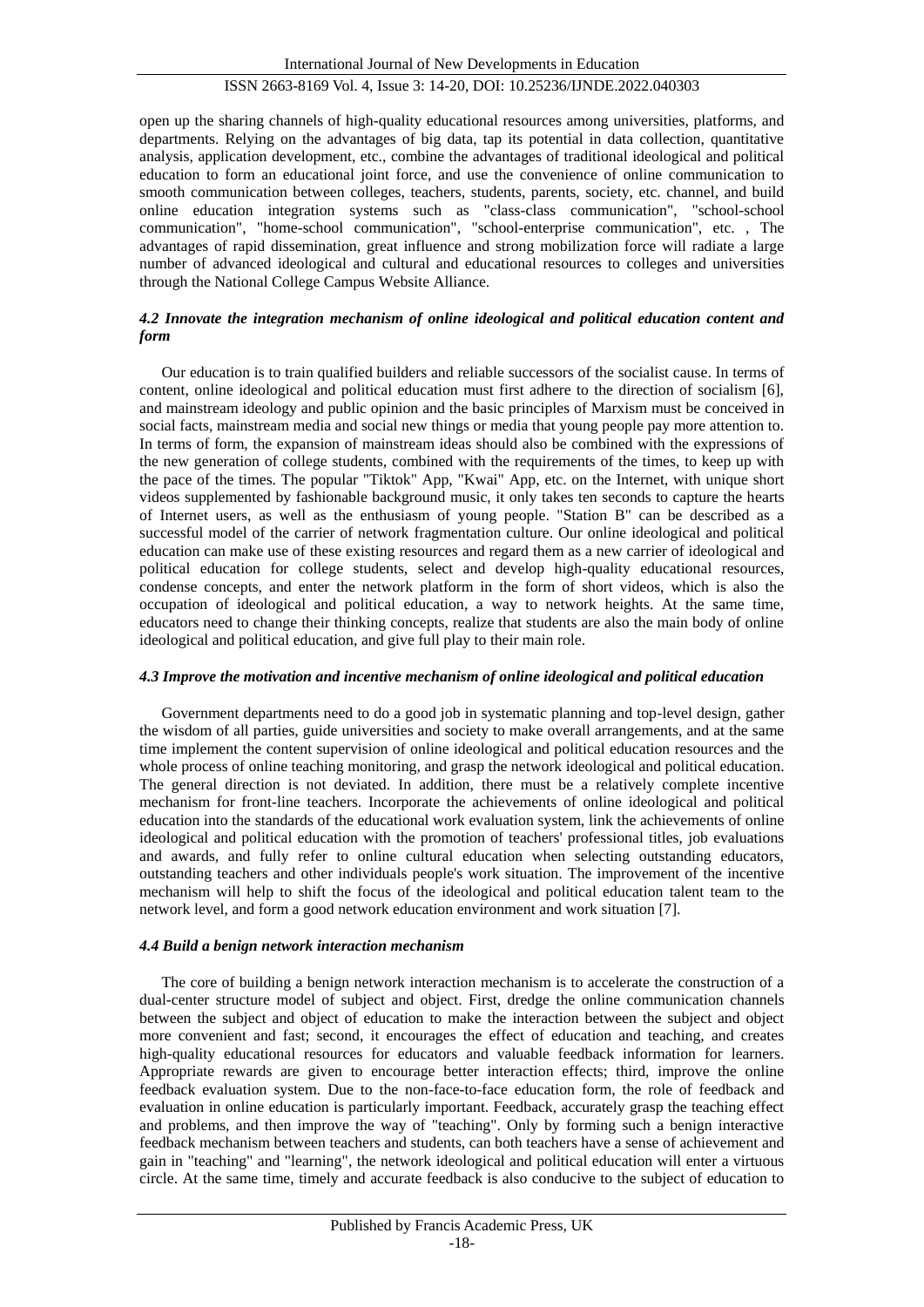open up the sharing channels of high-quality educational resources among universities, platforms, and departments. Relying on the advantages of big data, tap its potential in data collection, quantitative analysis, application development, etc., combine the advantages of traditional ideological and political education to form an educational joint force, and use the convenience of online communication to smooth communication between colleges, teachers, students, parents, society, etc. channel, and build online education integration systems such as "class-class communication", "school-school communication", "home-school communication", "school-enterprise communication", etc. , The advantages of rapid dissemination, great influence and strong mobilization force will radiate a large number of advanced ideological and cultural and educational resources to colleges and universities through the National College Campus Website Alliance.

### *4.2 Innovate the integration mechanism of online ideological and political education content and form*

Our education is to train qualified builders and reliable successors of the socialist cause. In terms of content, online ideological and political education must first adhere to the direction of socialism [6], and mainstream ideology and public opinion and the basic principles of Marxism must be conceived in social facts, mainstream media and social new things or media that young people pay more attention to. In terms of form, the expansion of mainstream ideas should also be combined with the expressions of the new generation of college students, combined with the requirements of the times, to keep up with the pace of the times. The popular "Tiktok" App, "Kwai" App, etc. on the Internet, with unique short videos supplemented by fashionable background music, it only takes ten seconds to capture the hearts of Internet users, as well as the enthusiasm of young people. "Station B" can be described as a successful model of the carrier of network fragmentation culture. Our online ideological and political education can make use of these existing resources and regard them as a new carrier of ideological and political education for college students, select and develop high-quality educational resources, condense concepts, and enter the network platform in the form of short videos, which is also the occupation of ideological and political education, a way to network heights. At the same time, educators need to change their thinking concepts, realize that students are also the main body of online ideological and political education, and give full play to their main role.

### *4.3 Improve the motivation and incentive mechanism of online ideological and political education*

Government departments need to do a good job in systematic planning and top-level design, gather the wisdom of all parties, guide universities and society to make overall arrangements, and at the same time implement the content supervision of online ideological and political education resources and the whole process of online teaching monitoring, and grasp the network ideological and political education. The general direction is not deviated. In addition, there must be a relatively complete incentive mechanism for front-line teachers. Incorporate the achievements of online ideological and political education into the standards of the educational work evaluation system, link the achievements of online ideological and political education with the promotion of teachers' professional titles, job evaluations and awards, and fully refer to online cultural education when selecting outstanding educators, outstanding teachers and other individuals people's work situation. The improvement of the incentive mechanism will help to shift the focus of the ideological and political education talent team to the network level, and form a good network education environment and work situation [7].

### *4.4 Build a benign network interaction mechanism*

The core of building a benign network interaction mechanism is to accelerate the construction of a dual-center structure model of subject and object. First, dredge the online communication channels between the subject and object of education to make the interaction between the subject and object more convenient and fast; second, it encourages the effect of education and teaching, and creates high-quality educational resources for educators and valuable feedback information for learners. Appropriate rewards are given to encourage better interaction effects; third, improve the online feedback evaluation system. Due to the non-face-to-face education form, the role of feedback and evaluation in online education is particularly important. Feedback, accurately grasp the teaching effect and problems, and then improve the way of "teaching". Only by forming such a benign interactive feedback mechanism between teachers and students, can both teachers have a sense of achievement and gain in "teaching" and "learning", the network ideological and political education will enter a virtuous circle. At the same time, timely and accurate feedback is also conducive to the subject of education to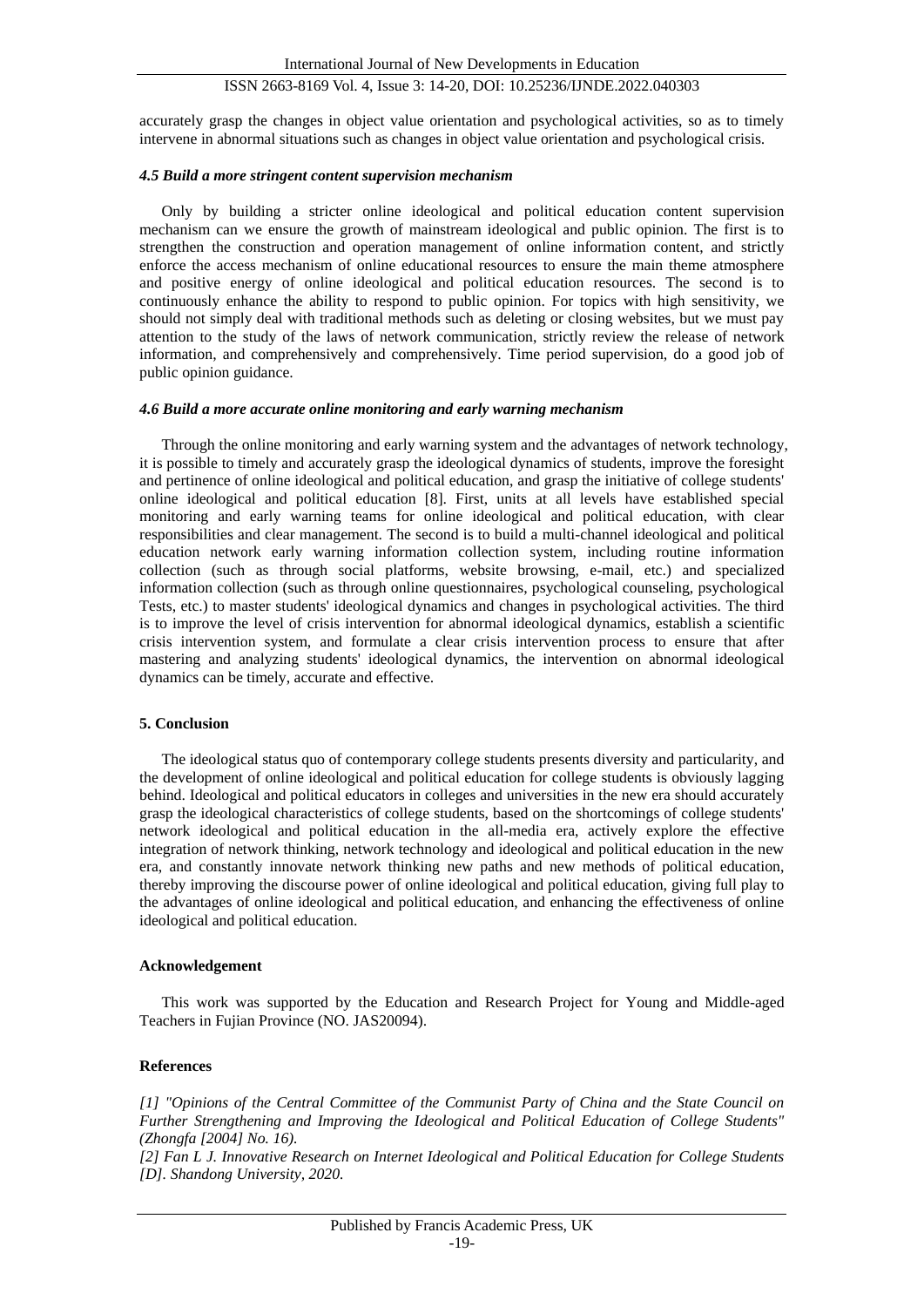accurately grasp the changes in object value orientation and psychological activities, so as to timely intervene in abnormal situations such as changes in object value orientation and psychological crisis.

### *4.5 Build a more stringent content supervision mechanism*

Only by building a stricter online ideological and political education content supervision mechanism can we ensure the growth of mainstream ideological and public opinion. The first is to strengthen the construction and operation management of online information content, and strictly enforce the access mechanism of online educational resources to ensure the main theme atmosphere and positive energy of online ideological and political education resources. The second is to continuously enhance the ability to respond to public opinion. For topics with high sensitivity, we should not simply deal with traditional methods such as deleting or closing websites, but we must pay attention to the study of the laws of network communication, strictly review the release of network information, and comprehensively and comprehensively. Time period supervision, do a good job of public opinion guidance.

### *4.6 Build a more accurate online monitoring and early warning mechanism*

Through the online monitoring and early warning system and the advantages of network technology, it is possible to timely and accurately grasp the ideological dynamics of students, improve the foresight and pertinence of online ideological and political education, and grasp the initiative of college students' online ideological and political education [8]. First, units at all levels have established special monitoring and early warning teams for online ideological and political education, with clear responsibilities and clear management. The second is to build a multi-channel ideological and political education network early warning information collection system, including routine information collection (such as through social platforms, website browsing, e-mail, etc.) and specialized information collection (such as through online questionnaires, psychological counseling, psychological Tests, etc.) to master students' ideological dynamics and changes in psychological activities. The third is to improve the level of crisis intervention for abnormal ideological dynamics, establish a scientific crisis intervention system, and formulate a clear crisis intervention process to ensure that after mastering and analyzing students' ideological dynamics, the intervention on abnormal ideological dynamics can be timely, accurate and effective.

## 5. Conclusion

The ideological status quo of contemporary college students presents diversity and particularity, and the development of online ideological and political education for college students is obviously lagging behind. Ideological and political educators in colleges and universities in the new era should accurately grasp the ideological characteristics of college students, based on the shortcomings of college students' network ideological and political education in the all-media era, actively explore the effective integration of network thinking, network technology and ideological and political education in the new era, and constantly innovate network thinking new paths and new methods of political education, thereby improving the discourse power of online ideological and political education, giving full play to the advantages of online ideological and political education, and enhancing the effectiveness of online ideological and political education.

## Acknowledgement

This work was supported by the Education and Research Project for Young and Middle-aged Teachers in Fujian Province (NO. JAS20094).

## References

*[1] "Opinions of the Central Committee of the Communist Party of China and the State Council on Further Strengthening and Improving the Ideological and Political Education of College Students" (Zhongfa [2004] No. 16).*

*[2] Fan L J. Innovative Research on Internet Ideological and Political Education for College Students [D]. Shandong University, 2020.*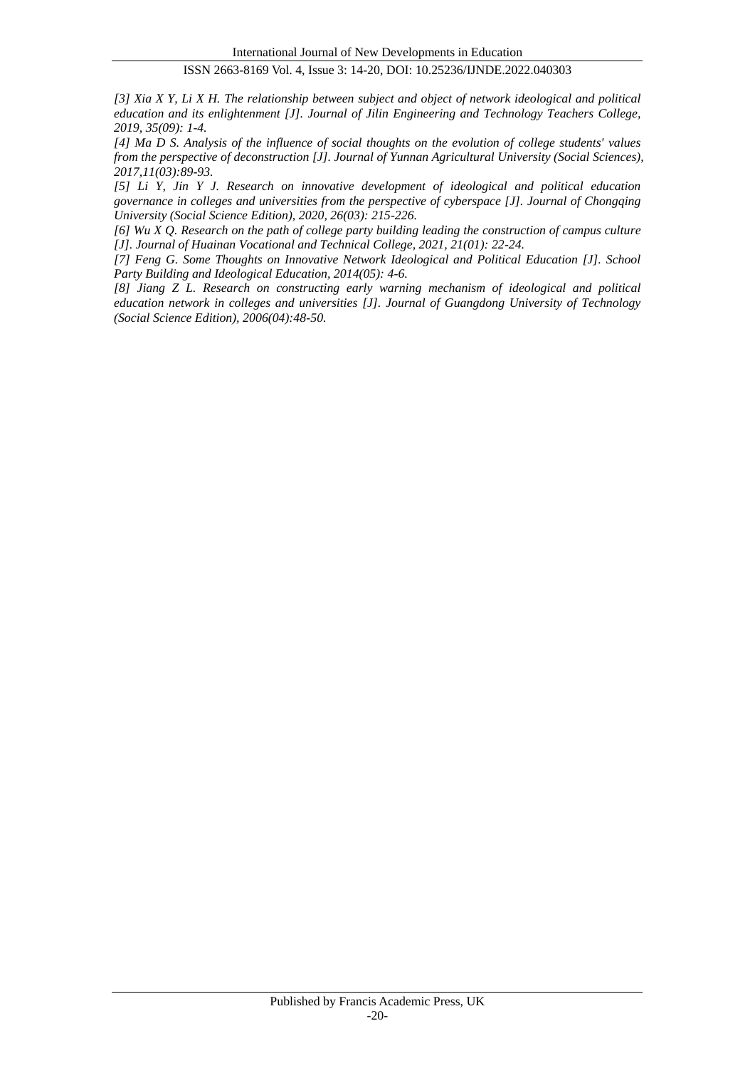*[3] Xia X Y, Li X H. The relationship between subject and object of network ideological and political education and its enlightenment [J]. Journal of Jilin Engineering and Technology Teachers College, 2019, 35(09): 1-4.*

*[4] Ma D S. Analysis of the influence of social thoughts on the evolution of college students' values from the perspective of deconstruction [J]. Journal of Yunnan Agricultural University (Social Sciences), 2017,11(03):89-93.*

*[5] Li Y, Jin Y J. Research on innovative development of ideological and political education governance in colleges and universities from the perspective of cyberspace [J]. Journal of Chongqing University (Social Science Edition), 2020, 26(03): 215-226.*

*[6] Wu X Q. Research on the path of college party building leading the construction of campus culture [J]. Journal of Huainan Vocational and Technical College, 2021, 21(01): 22-24.*

*[7] Feng G. Some Thoughts on Innovative Network Ideological and Political Education [J]. School Party Building and Ideological Education, 2014(05): 4-6.*

*[8] Jiang Z L. Research on constructing early warning mechanism of ideological and political education network in colleges and universities [J]. Journal of Guangdong University of Technology (Social Science Edition), 2006(04):48-50.*